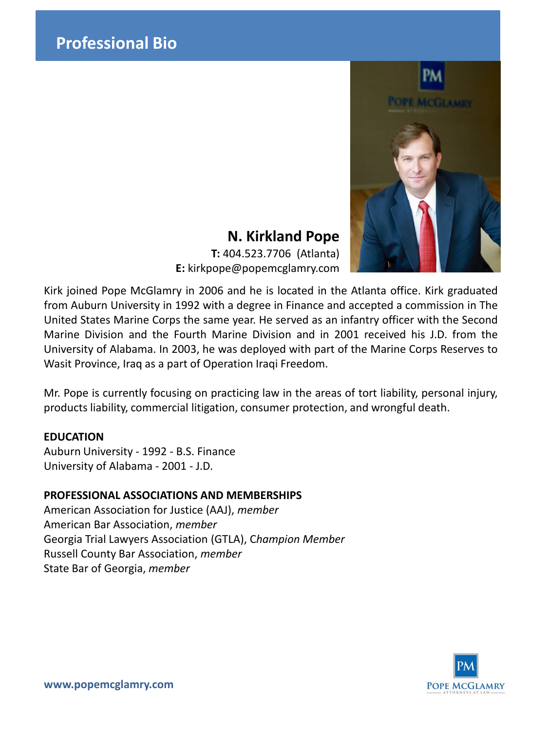# Professional Bio

## N. Kirkland Pope

**T:** 404.523.7706 (Atlanta)
**E:** kirkpope@popemcglamry.com

Kirk joined Pope McGlamry in 2006 and he is located in the Atlanta office. Kirk graduated from Auburn University in 1992 with a degree in Finance and accepted a commission in The United States Marine Corps the same year. He served as an infantry officer with the Second Marine Division and the Fourth Marine Division and in 2001 received his J.D. from the University of Alabama. In 2003, he was deployed with part of the Marine Corps Reserves to Wasit Province, Iraq as a part of Operation Iraqi Freedom.

Mr. Pope is currently focusing on practicing law in the areas of tort liability, personal injury, products liability, commercial litigation, consumer protection, and wrongful death.

**EDUCATION**

Auburn University - 1992 - B.S. Finance
University of Alabama - 2001 - J.D.

**PROFESSIONAL ASSOCIATIONS AND MEMBERSHIPS**

American Association for Justice (AAJ), *member*
American Bar Association, *member*
Georgia Trial Lawyers Association (GTLA), C*hampion Member*
Russell County Bar Association, *member*
State Bar of Georgia, *member*

**www.popemcglamry.com**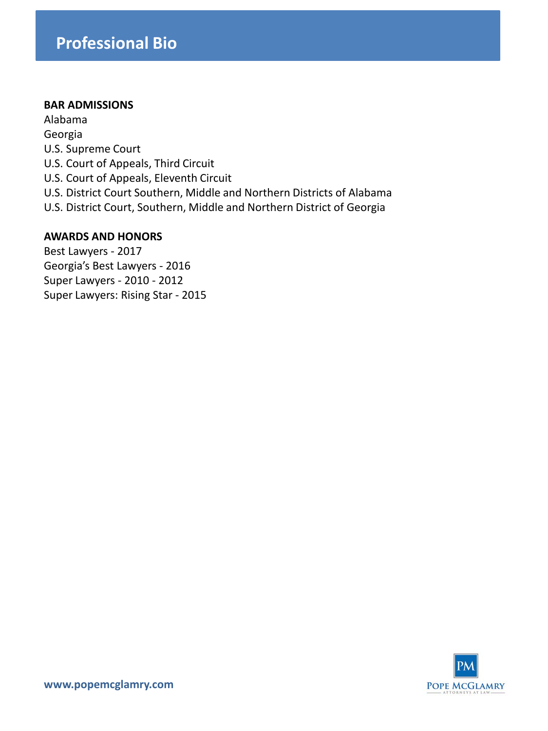# Professional Bio

**BAR ADMISSIONS**

Alabama
Georgia
U.S. Supreme Court
U.S. Court of Appeals, Third Circuit
U.S. Court of Appeals, Eleventh Circuit
U.S. District Court Southern, Middle and Northern Districts of Alabama
U.S. District Court, Southern, Middle and Northern District of Georgia

**AWARDS AND HONORS**

Best Lawyers - 2017
Georgia's Best Lawyers - 2016
Super Lawyers - 2010 - 2012
Super Lawyers: Rising Star - 2015

**www.popemcglamry.com**

PM
POPE MCGLAMRY
ATTORNEYS AT LAW